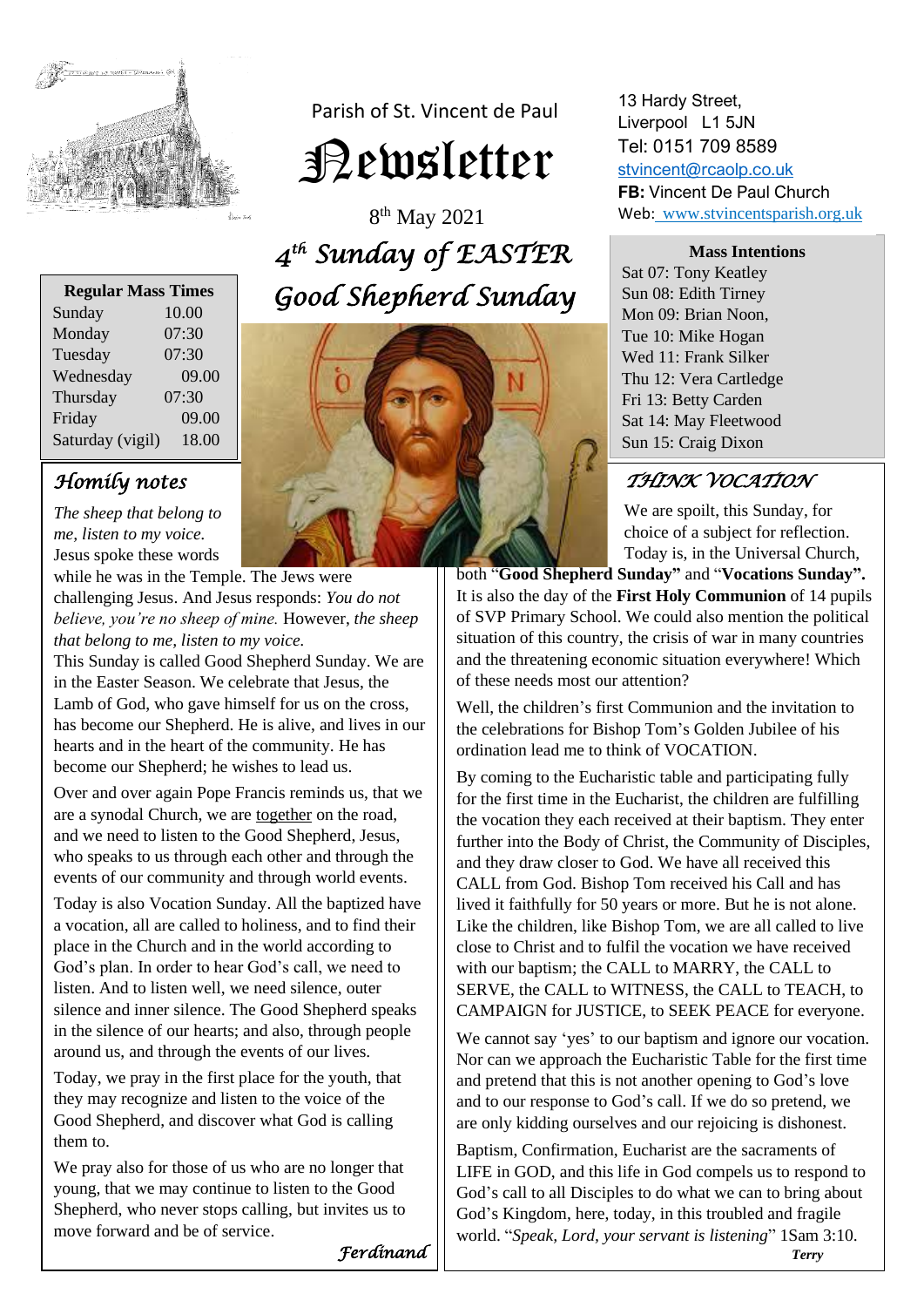Parish of St. Vincent de Paul

# Newsletter

8th May 2021

## 4th Sunday of EASTER
## Good Shepherd Sunday

13 Hardy Street,
Liverpool L1 5JN
Tel: 0151 709 8589
stvincent@rcaolp.co.uk
**FB:** Vincent De Paul Church
Web: www.stvincentsparish.org.uk

| Regular Mass Times | |
|---|---|
| Sunday | 10.00 |
| Monday | 07:30 |
| Tuesday | 07:30 |
| Wednesday | 09.00 |
| Thursday | 07:30 |
| Friday | 09.00 |
| Saturday (vigil) | 18.00 |

**Mass Intentions**

Sat 07: Tony Keatley
Sun 08: Edith Tirney
Mon 09: Brian Noon,
Tue 10: Mike Hogan
Wed 11: Frank Silker
Thu 12: Vera Cartledge
Fri 13: Betty Carden
Sat 14: May Fleetwood
Sun 15: Craig Dixon

### Homily notes

*The sheep that belong to me, listen to my voice.* Jesus spoke these words while he was in the Temple. The Jews were challenging Jesus. And Jesus responds: *You do not believe, you're no sheep of mine.* However, *the sheep that belong to me, listen to my voice.*

This Sunday is called Good Shepherd Sunday. We are in the Easter Season. We celebrate that Jesus, the Lamb of God, who gave himself for us on the cross, has become our Shepherd. He is alive, and lives in our hearts and in the heart of the community. He has become our Shepherd; he wishes to lead us.

Over and over again Pope Francis reminds us, that we are a synodal Church, we are together on the road, and we need to listen to the Good Shepherd, Jesus, who speaks to us through each other and through the events of our community and through world events.

Today is also Vocation Sunday. All the baptized have a vocation, all are called to holiness, and to find their place in the Church and in the world according to God's plan. In order to hear God's call, we need to listen. And to listen well, we need silence, outer silence and inner silence. The Good Shepherd speaks in the silence of our hearts; and also, through people around us, and through the events of our lives.

Today, we pray in the first place for the youth, that they may recognize and listen to the voice of the Good Shepherd, and discover what God is calling them to.

We pray also for those of us who are no longer that young, that we may continue to listen to the Good Shepherd, who never stops calling, but invites us to move forward and be of service.

*Ferdinand*

### THINK VOCATION

We are spoilt, this Sunday, for choice of a subject for reflection. Today is, in the Universal Church, both "**Good Shepherd Sunday"** and "**Vocations Sunday".** It is also the day of the **First Holy Communion** of 14 pupils of SVP Primary School. We could also mention the political situation of this country, the crisis of war in many countries and the threatening economic situation everywhere! Which of these needs most our attention?

Well, the children's first Communion and the invitation to the celebrations for Bishop Tom's Golden Jubilee of his ordination lead me to think of VOCATION.

By coming to the Eucharistic table and participating fully for the first time in the Eucharist, the children are fulfilling the vocation they each received at their baptism. They enter further into the Body of Christ, the Community of Disciples, and they draw closer to God. We have all received this CALL from God. Bishop Tom received his Call and has lived it faithfully for 50 years or more. But he is not alone. Like the children, like Bishop Tom, we are all called to live close to Christ and to fulfil the vocation we have received with our baptism; the CALL to MARRY, the CALL to SERVE, the CALL to WITNESS, the CALL to TEACH, to CAMPAIGN for JUSTICE, to SEEK PEACE for everyone.

We cannot say 'yes' to our baptism and ignore our vocation. Nor can we approach the Eucharistic Table for the first time and pretend that this is not another opening to God's love and to our response to God's call. If we do so pretend, we are only kidding ourselves and our rejoicing is dishonest.

Baptism, Confirmation, Eucharist are the sacraments of LIFE in GOD, and this life in God compels us to respond to God's call to all Disciples to do what we can to bring about God's Kingdom, here, today, in this troubled and fragile world. "*Speak, Lord, your servant is listening*" 1Sam 3:10.

***Terry***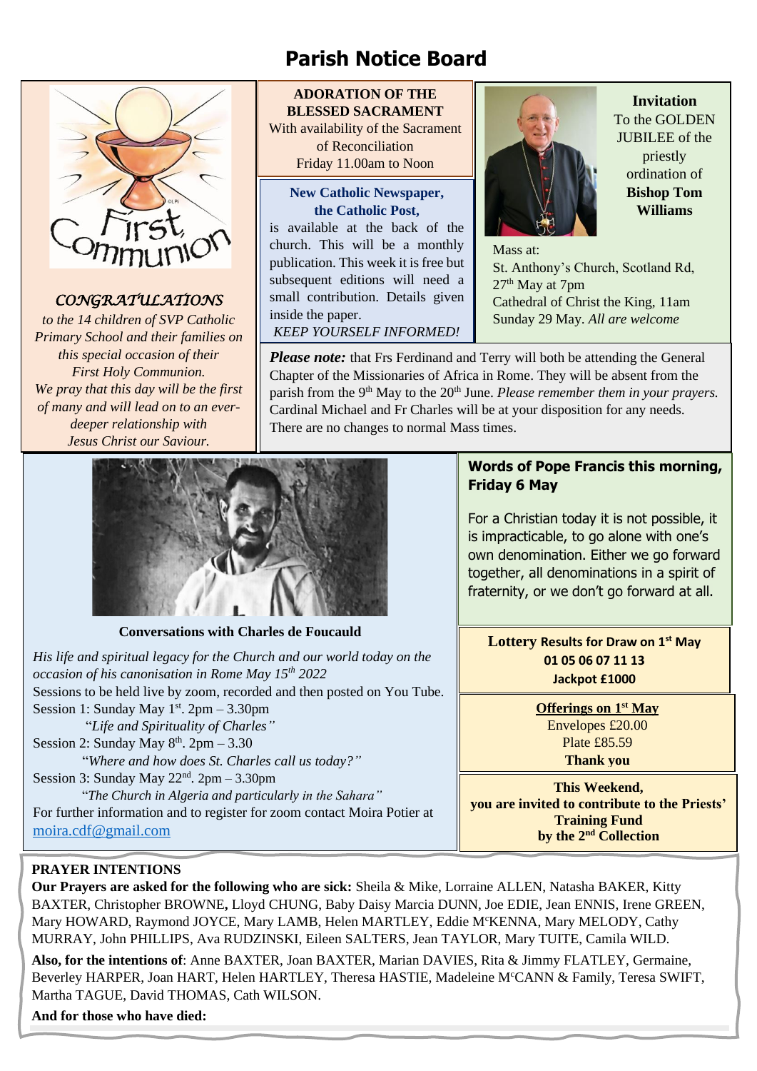# Parish Notice Board

*CONGRATULATIONS*

*to the 14 children of SVP Catholic Primary School and their families on this special occasion of their First Holy Communion.*
*We pray that this day will be the first of many and will lead on to an ever-deeper relationship with Jesus Christ our Saviour.*

**ADORATION OF THE BLESSED SACRAMENT**
With availability of the Sacrament of Reconciliation
Friday 11.00am to Noon

**New Catholic Newspaper, the Catholic Post,**
is available at the back of the church. This will be a monthly publication. This week it is free but subsequent editions will need a small contribution. Details given inside the paper.
*KEEP YOURSELF INFORMED!*

**Invitation**
To the GOLDEN JUBILEE of the priestly ordination of **Bishop Tom Williams**

Mass at:
St. Anthony's Church, Scotland Rd, 27th May at 7pm
Cathedral of Christ the King, 11am Sunday 29 May. *All are welcome*

***Please note:*** that Frs Ferdinand and Terry will both be attending the General Chapter of the Missionaries of Africa in Rome. They will be absent from the parish from the 9th May to the 20th June. *Please remember them in your prayers.* Cardinal Michael and Fr Charles will be at your disposition for any needs. There are no changes to normal Mass times.

**Conversations with Charles de Foucauld**

*His life and spiritual legacy for the Church and our world today on the occasion of his canonisation in Rome May 15th 2022*
Sessions to be held live by zoom, recorded and then posted on You Tube.
Session 1: Sunday May 1st. 2pm – 3.30pm
"*Life and Spirituality of Charles"*
Session 2: Sunday May 8th. 2pm – 3.30
"*Where and how does St. Charles call us today?"*
Session 3: Sunday May 22nd. 2pm – 3.30pm
"*The Church in Algeria and particularly in the Sahara"*
For further information and to register for zoom contact Moira Potier at moira.cdf@gmail.com

**Words of Pope Francis this morning, Friday 6 May**

For a Christian today it is not possible, it is impracticable, to go alone with one's own denomination. Either we go forward together, all denominations in a spirit of fraternity, or we don't go forward at all.

**Lottery Results for Draw on 1st May**
**01 05 06 07 11 13**
**Jackpot £1000**

**Offerings on 1st May**
Envelopes £20.00
Plate £85.59
**Thank you**

**This Weekend, you are invited to contribute to the Priests' Training Fund by the 2nd Collection**

**PRAYER INTENTIONS**

**Our Prayers are asked for the following who are sick:** Sheila & Mike, Lorraine ALLEN, Natasha BAKER, Kitty BAXTER, Christopher BROWNE**,** Lloyd CHUNG, Baby Daisy Marcia DUNN, Joe EDIE, Jean ENNIS, Irene GREEN, Mary HOWARD, Raymond JOYCE, Mary LAMB, Helen MARTLEY, Eddie McKENNA, Mary MELODY, Cathy MURRAY, John PHILLIPS, Ava RUDZINSKI, Eileen SALTERS, Jean TAYLOR, Mary TUITE, Camila WILD.

**Also, for the intentions of**: Anne BAXTER, Joan BAXTER, Marian DAVIES, Rita & Jimmy FLATLEY, Germaine, Beverley HARPER, Joan HART, Helen HARTLEY, Theresa HASTIE, Madeleine McCANN & Family, Teresa SWIFT, Martha TAGUE, David THOMAS, Cath WILSON.

**And for those who have died:**